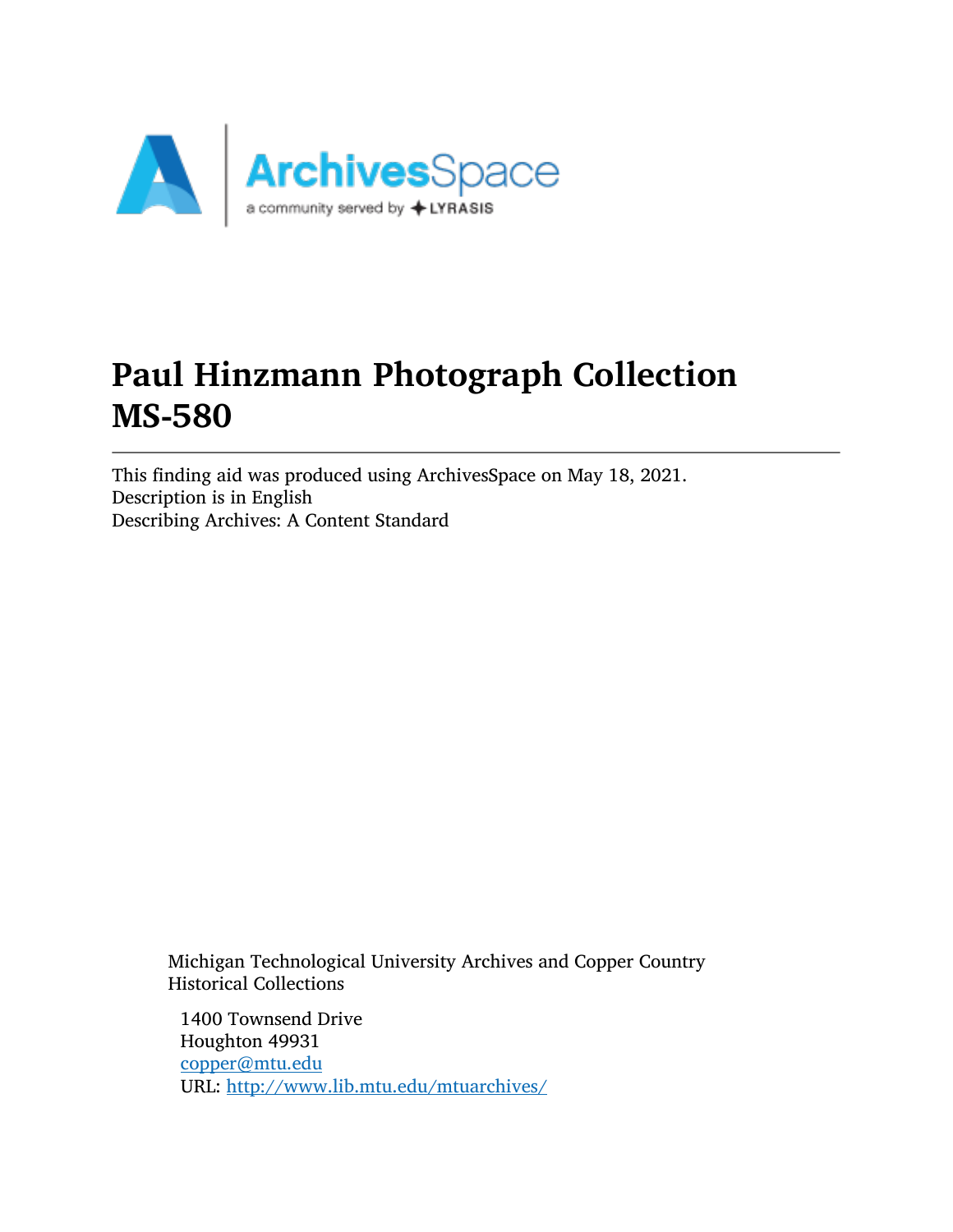# Paul Hinzmann Photograph Collection MS-580

This finding aid was produced using ArchivesSpace on May 18, 2021.
Description is in English
Describing Archives: A Content Standard

Michigan Technological University Archives and Copper Country Historical Collections

1400 Townsend Drive
Houghton 49931
copper@mtu.edu
URL: http://www.lib.mtu.edu/mtuarchives/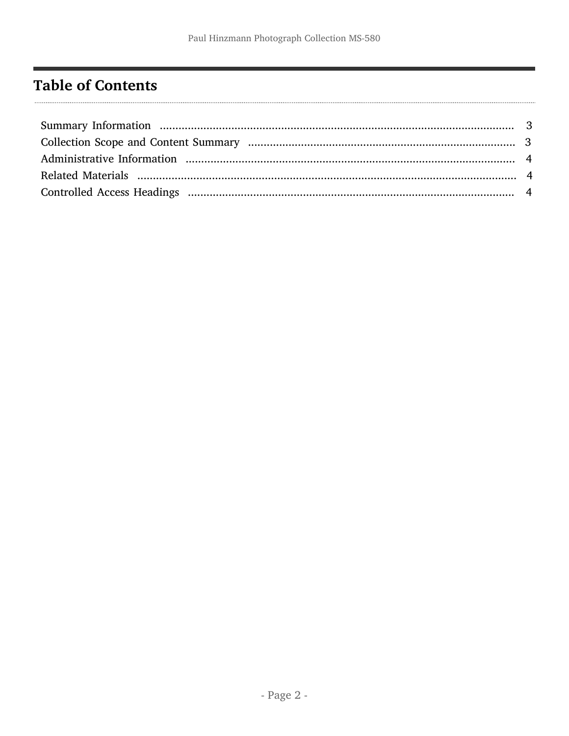# Table of Contents

Summary Information ........................................................................................................ 3

Collection Scope and Content Summary ...................................................................... 3

Administrative Information ............................................................................................ 4

Related Materials ............................................................................................................ 4

Controlled Access Headings .......................................................................................... 4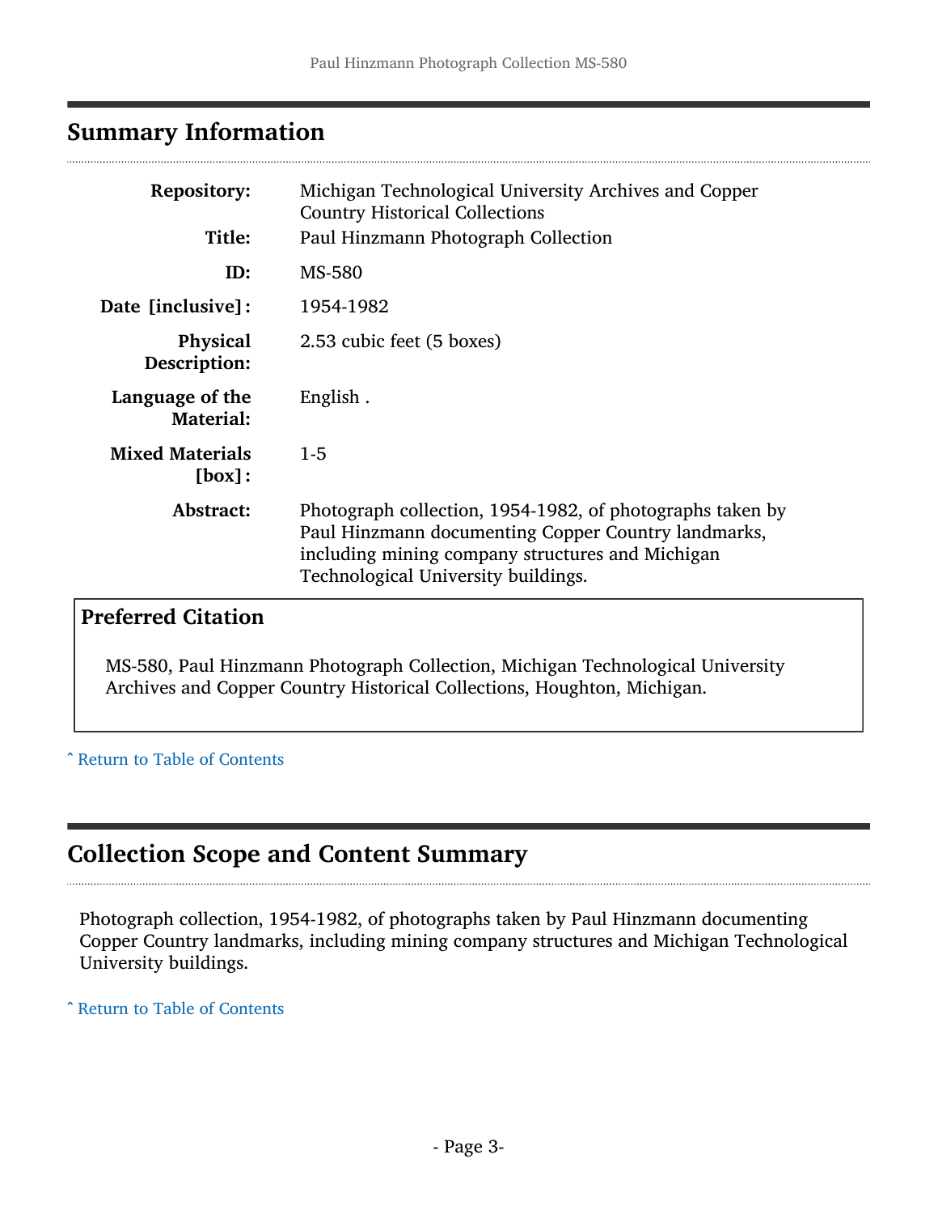## Summary Information

| | |
|---|---|
| **Repository:** | Michigan Technological University Archives and Copper Country Historical Collections |
| **Title:** | Paul Hinzmann Photograph Collection |
| **ID:** | MS-580 |
| **Date [inclusive]:** | 1954-1982 |
| **Physical Description:** | 2.53 cubic feet (5 boxes) |
| **Language of the Material:** | English . |
| **Mixed Materials [box]:** | 1-5 |
| **Abstract:** | Photograph collection, 1954-1982, of photographs taken by Paul Hinzmann documenting Copper Country landmarks, including mining company structures and Michigan Technological University buildings. |

### Preferred Citation

MS-580, Paul Hinzmann Photograph Collection, Michigan Technological University Archives and Copper Country Historical Collections, Houghton, Michigan.

ˆ Return to Table of Contents

## Collection Scope and Content Summary

Photograph collection, 1954-1982, of photographs taken by Paul Hinzmann documenting Copper Country landmarks, including mining company structures and Michigan Technological University buildings.

ˆ Return to Table of Contents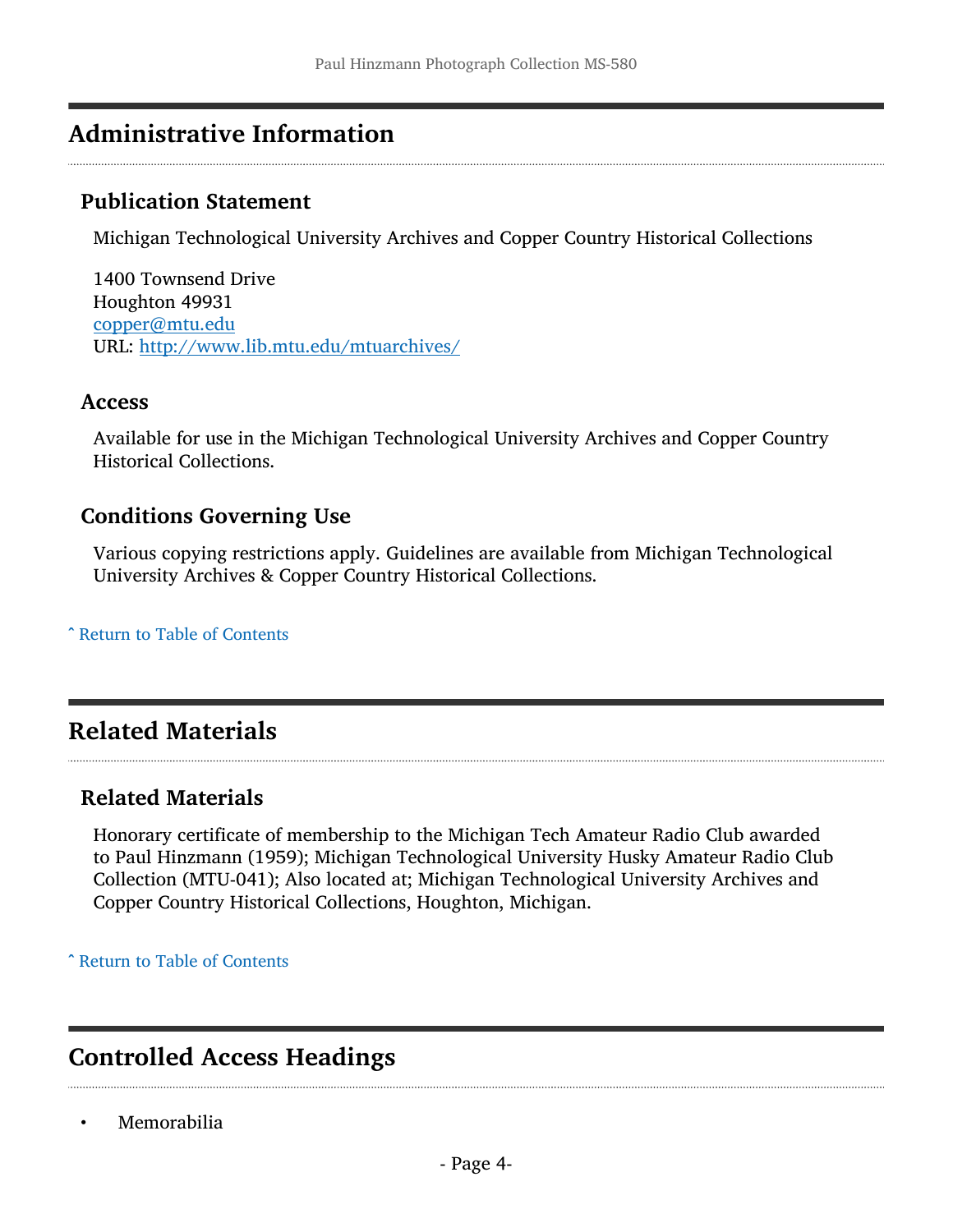## Administrative Information

### Publication Statement

Michigan Technological University Archives and Copper Country Historical Collections

1400 Townsend Drive
Houghton 49931
copper@mtu.edu
URL: http://www.lib.mtu.edu/mtuarchives/

### Access

Available for use in the Michigan Technological University Archives and Copper Country Historical Collections.

### Conditions Governing Use

Various copying restrictions apply. Guidelines are available from Michigan Technological University Archives & Copper Country Historical Collections.

ˆ Return to Table of Contents

## Related Materials

### Related Materials

Honorary certificate of membership to the Michigan Tech Amateur Radio Club awarded to Paul Hinzmann (1959); Michigan Technological University Husky Amateur Radio Club Collection (MTU-041); Also located at; Michigan Technological University Archives and Copper Country Historical Collections, Houghton, Michigan.

ˆ Return to Table of Contents

## Controlled Access Headings

- Memorabilia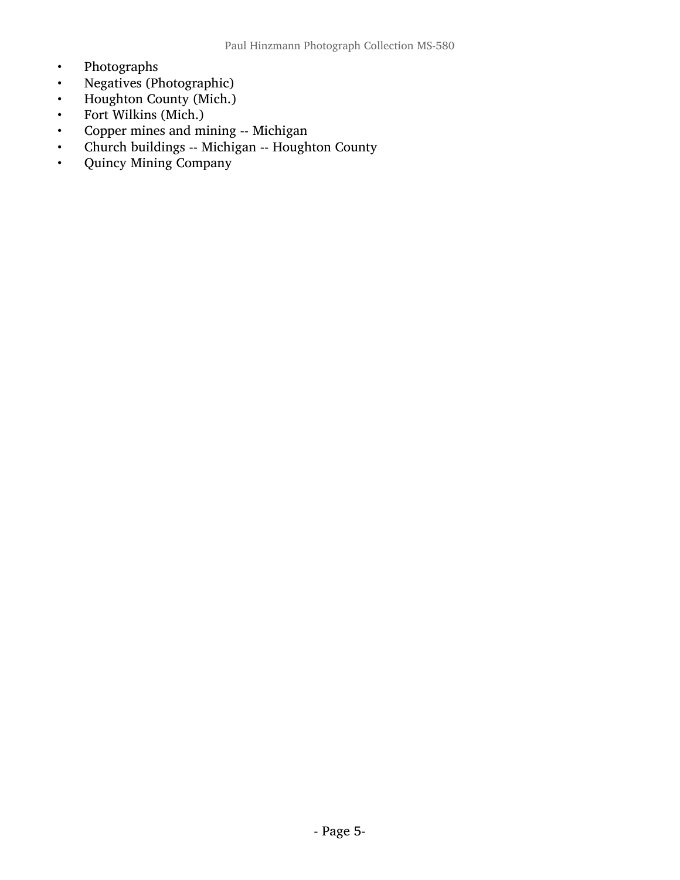- Photographs
- Negatives (Photographic)
- Houghton County (Mich.)
- Fort Wilkins (Mich.)
- Copper mines and mining -- Michigan
- Church buildings -- Michigan -- Houghton County
- Quincy Mining Company